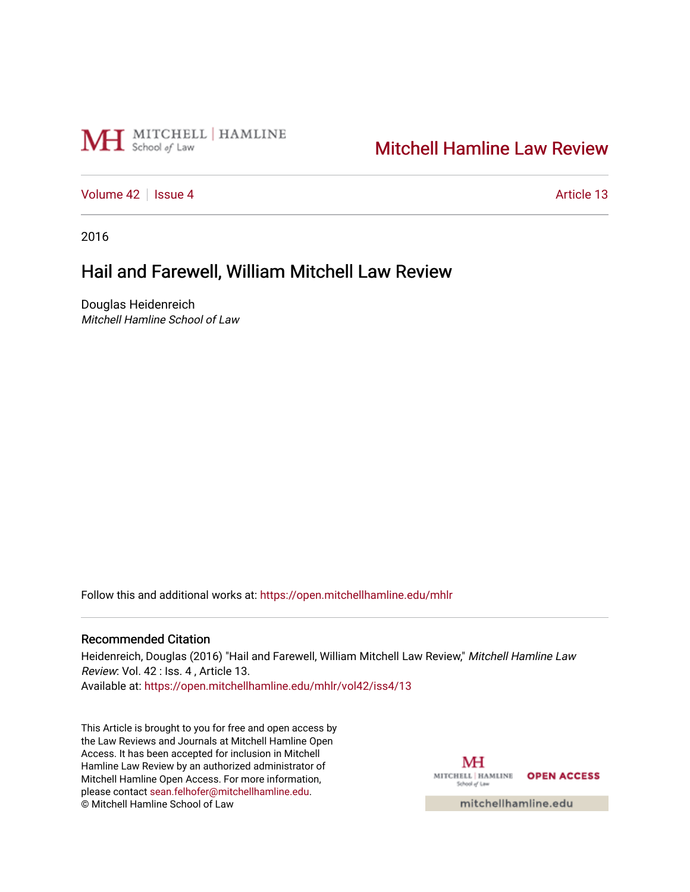Mitchell Hamline Law Review

Volume 42 | Issue 4 | Article 13

2016

# Hail and Farewell, William Mitchell Law Review

Douglas Heidenreich
*Mitchell Hamline School of Law*

Follow this and additional works at: https://open.mitchellhamline.edu/mhlr

## Recommended Citation

Heidenreich, Douglas (2016) "Hail and Farewell, William Mitchell Law Review," *Mitchell Hamline Law Review*: Vol. 42 : Iss. 4 , Article 13.
Available at: https://open.mitchellhamline.edu/mhlr/vol42/iss4/13

This Article is brought to you for free and open access by the Law Reviews and Journals at Mitchell Hamline Open Access. It has been accepted for inclusion in Mitchell Hamline Law Review by an authorized administrator of Mitchell Hamline Open Access. For more information, please contact sean.felhofer@mitchellhamline.edu.
© Mitchell Hamline School of Law

OPEN ACCESS

mitchellhamline.edu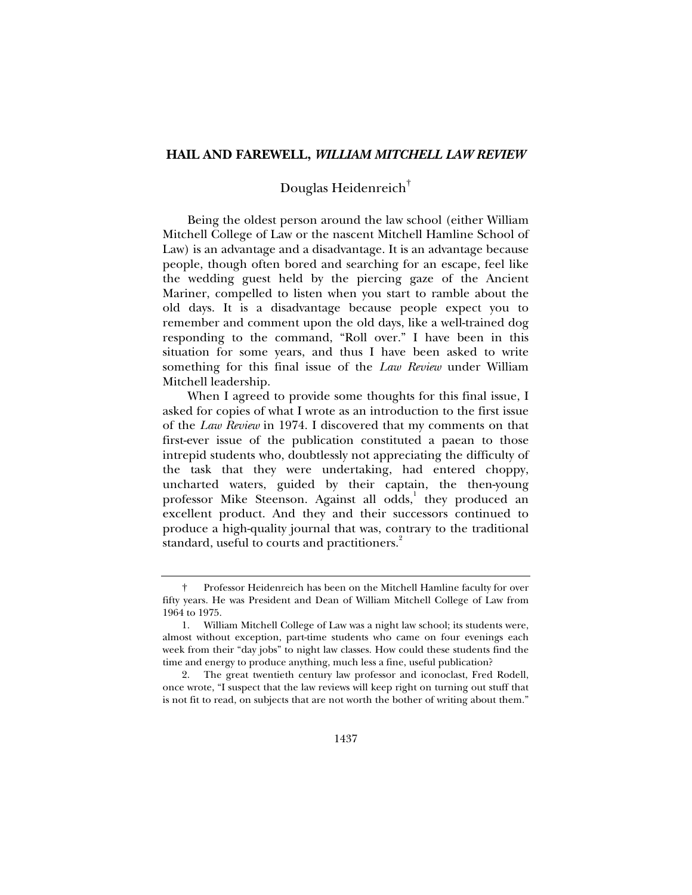## HAIL AND FAREWELL, *WILLIAM MITCHELL LAW REVIEW*

Douglas Heidenreich[†]

Being the oldest person around the law school (either William Mitchell College of Law or the nascent Mitchell Hamline School of Law) is an advantage and a disadvantage. It is an advantage because people, though often bored and searching for an escape, feel like the wedding guest held by the piercing gaze of the Ancient Mariner, compelled to listen when you start to ramble about the old days. It is a disadvantage because people expect you to remember and comment upon the old days, like a well-trained dog responding to the command, "Roll over." I have been in this situation for some years, and thus I have been asked to write something for this final issue of the *Law Review* under William Mitchell leadership.

When I agreed to provide some thoughts for this final issue, I asked for copies of what I wrote as an introduction to the first issue of the *Law Review* in 1974. I discovered that my comments on that first-ever issue of the publication constituted a paean to those intrepid students who, doubtlessly not appreciating the difficulty of the task that they were undertaking, had entered choppy, uncharted waters, guided by their captain, the then-young professor Mike Steenson. Against all odds,[1] they produced an excellent product. And they and their successors continued to produce a high-quality journal that was, contrary to the traditional standard, useful to courts and practitioners.[2]

---

† Professor Heidenreich has been on the Mitchell Hamline faculty for over fifty years. He was President and Dean of William Mitchell College of Law from 1964 to 1975.

1. William Mitchell College of Law was a night law school; its students were, almost without exception, part-time students who came on four evenings each week from their "day jobs" to night law classes. How could these students find the time and energy to produce anything, much less a fine, useful publication?

2. The great twentieth century law professor and iconoclast, Fred Rodell, once wrote, "I suspect that the law reviews will keep right on turning out stuff that is not fit to read, on subjects that are not worth the bother of writing about them."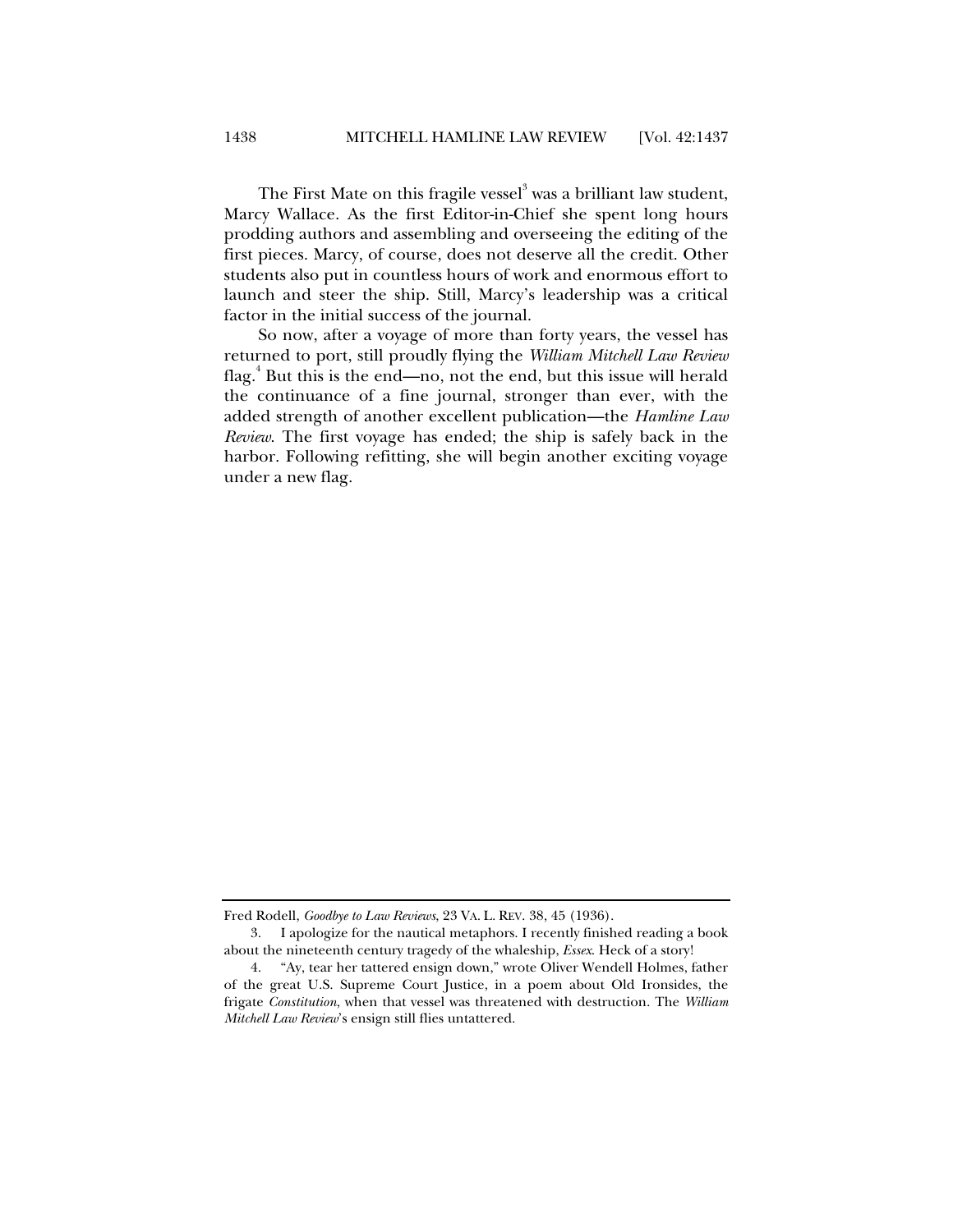The First Mate on this fragile vessel[3] was a brilliant law student, Marcy Wallace. As the first Editor-in-Chief she spent long hours prodding authors and assembling and overseeing the editing of the first pieces. Marcy, of course, does not deserve all the credit. Other students also put in countless hours of work and enormous effort to launch and steer the ship. Still, Marcy's leadership was a critical factor in the initial success of the journal.

So now, after a voyage of more than forty years, the vessel has returned to port, still proudly flying the *William Mitchell Law Review* flag.[4] But this is the end—no, not the end, but this issue will herald the continuance of a fine journal, stronger than ever, with the added strength of another excellent publication—the *Hamline Law Review*. The first voyage has ended; the ship is safely back in the harbor. Following refitting, she will begin another exciting voyage under a new flag.

---

Fred Rodell, *Goodbye to Law Reviews*, 23 VA. L. REV. 38, 45 (1936).

3. I apologize for the nautical metaphors. I recently finished reading a book about the nineteenth century tragedy of the whaleship, *Essex*. Heck of a story!

4. "Ay, tear her tattered ensign down," wrote Oliver Wendell Holmes, father of the great U.S. Supreme Court Justice, in a poem about Old Ironsides, the frigate *Constitution*, when that vessel was threatened with destruction. The *William Mitchell Law Review*'s ensign still flies untattered.